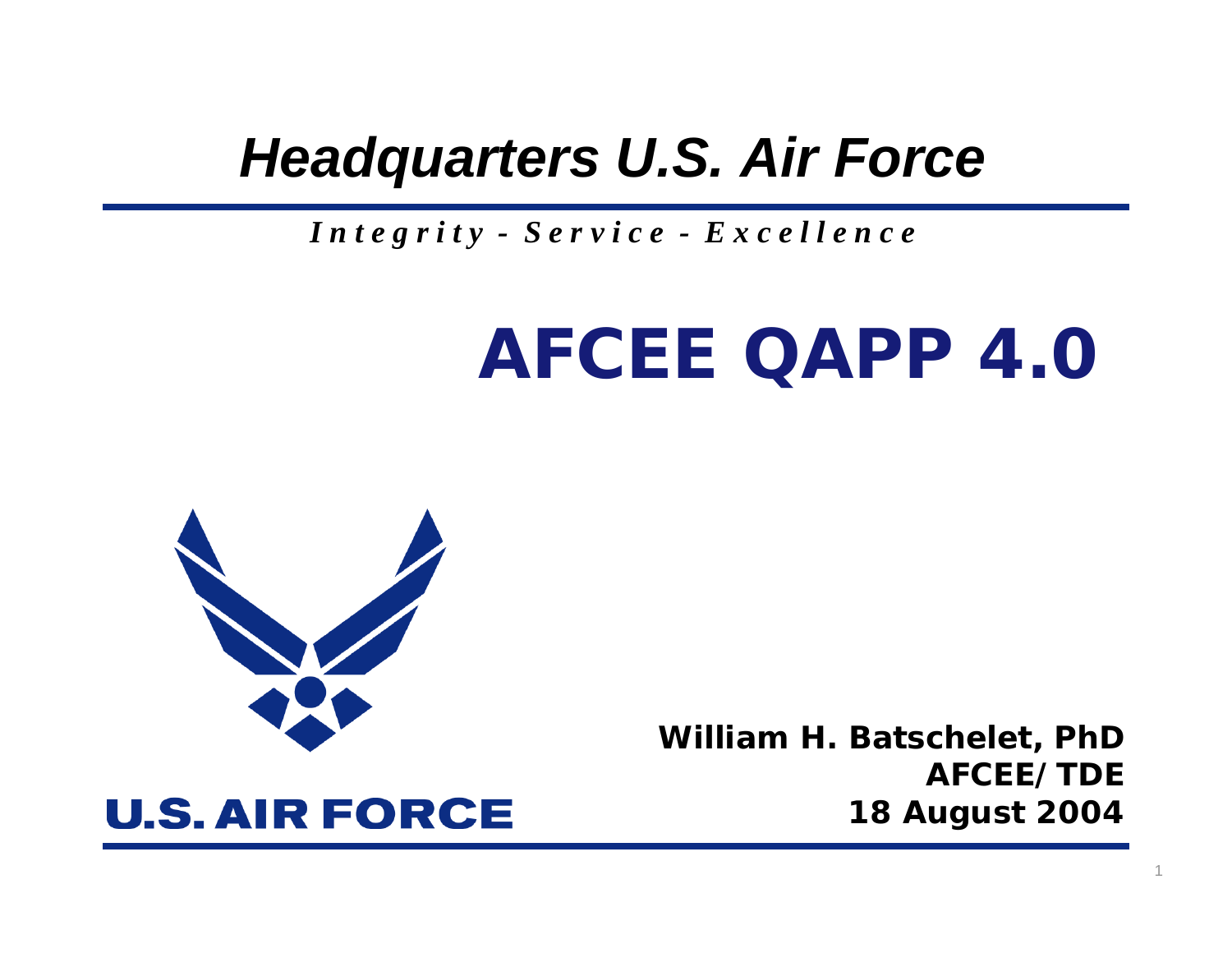# *Headquarters U.S. Air Force*

***Integrity - Service - Excellence***

# AFCEE QAPP 4.0

U.S. AIR FORCE

**William H. Batschelet, PhD**
**AFCEE/TDE**
**18 August 2004**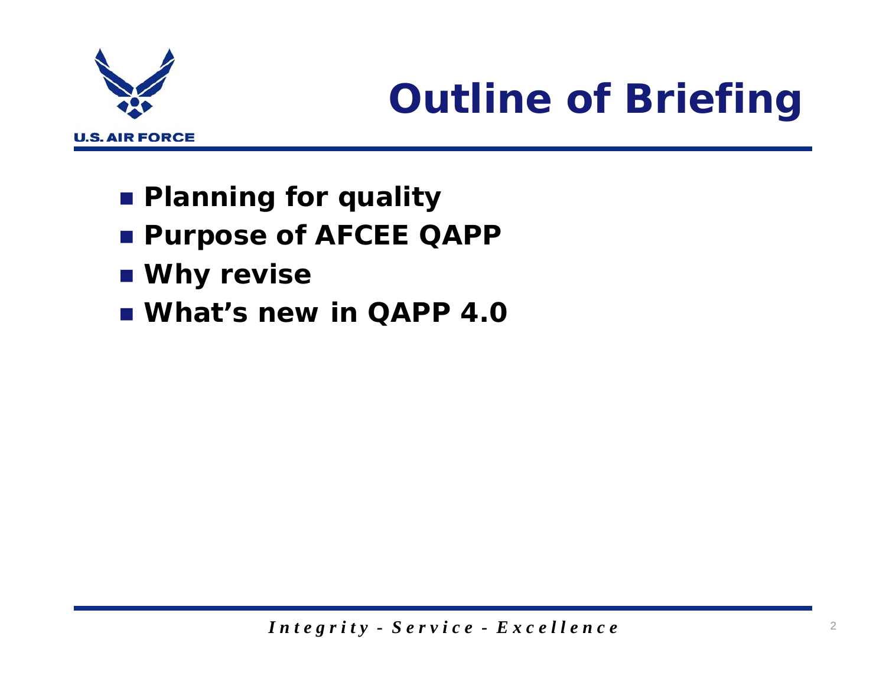# Outline of Briefing

- **Planning for quality**
- **Purpose of AFCEE QAPP**
- **Why revise**
- **What's new in QAPP 4.0**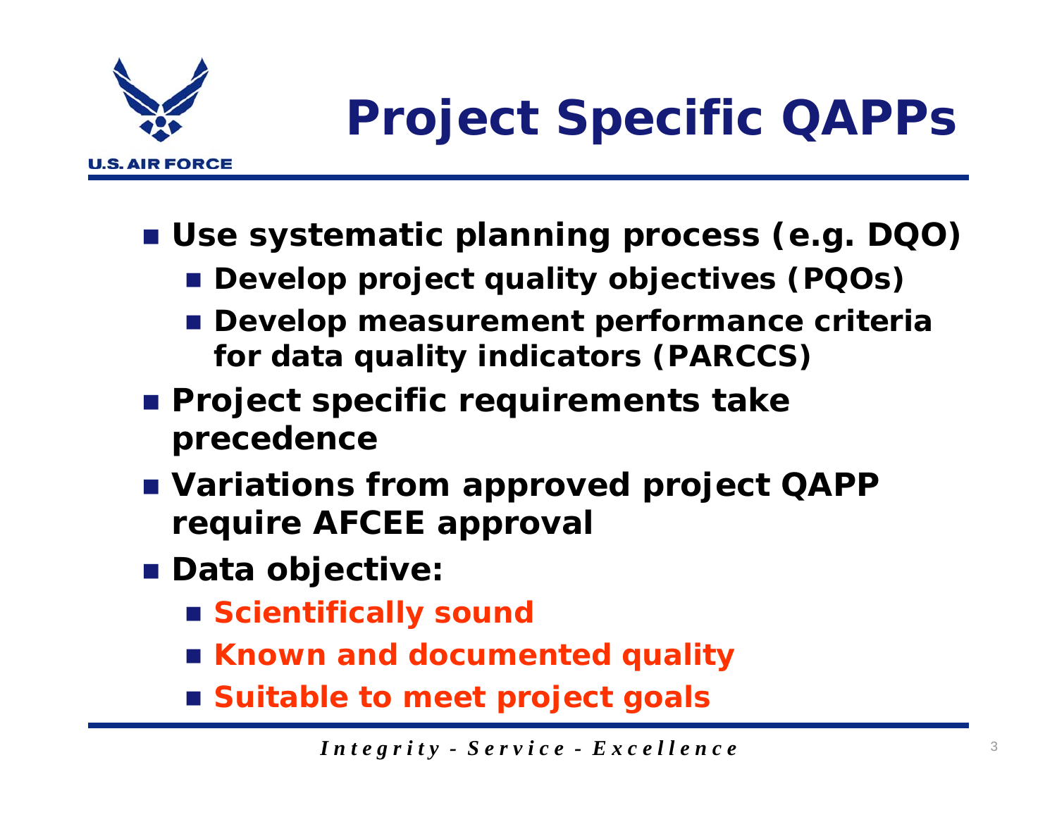# Project Specific QAPPs

- **Use systematic planning process (e.g. DQO)**
  - **Develop project quality objectives (PQOs)**
  - **Develop measurement performance criteria for data quality indicators (PARCCS)**
- **Project specific requirements take precedence**
- **Variations from approved project QAPP require AFCEE approval**
- **Data objective:**
  - **Scientifically sound**
  - **Known and documented quality**
  - **Suitable to meet project goals**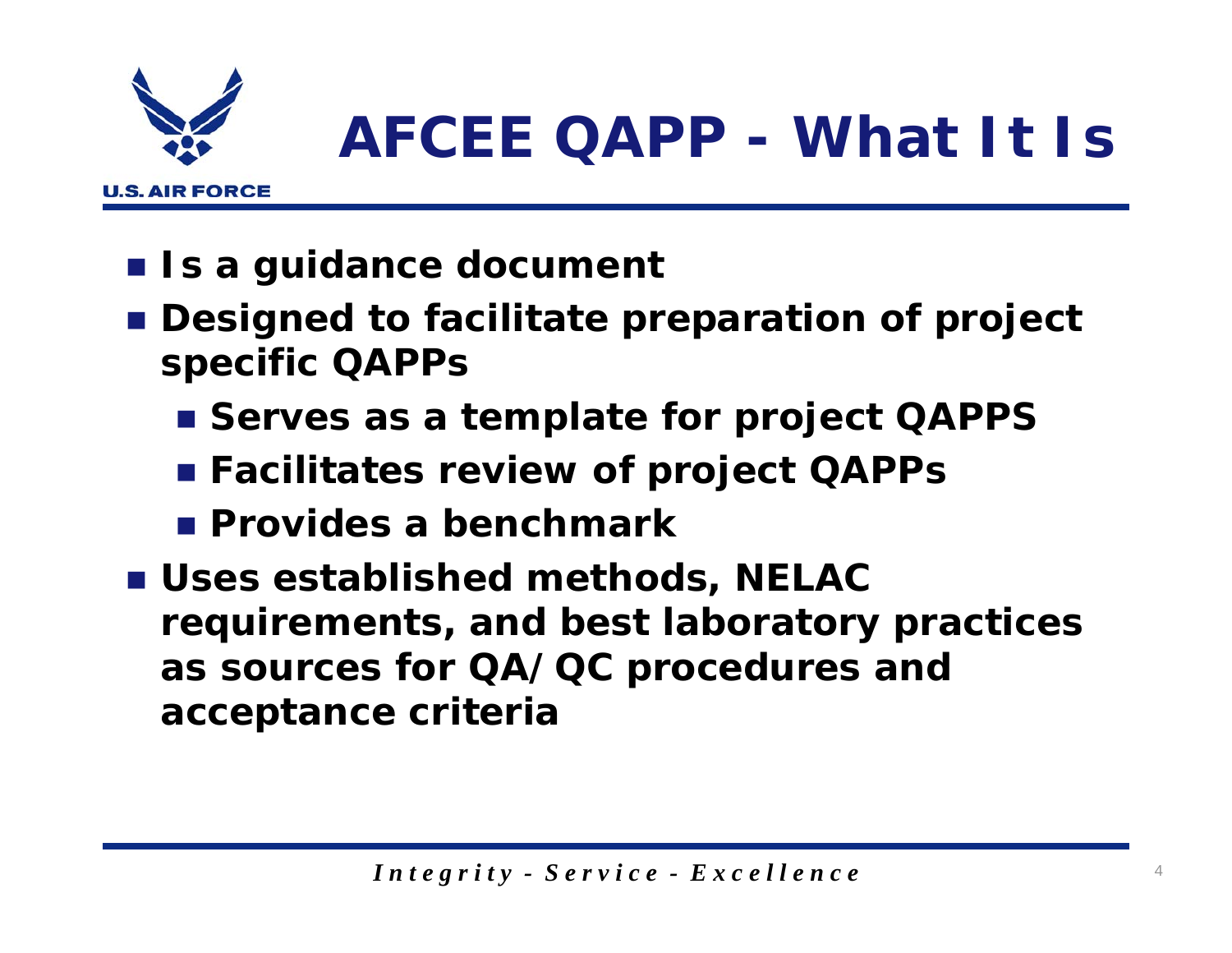# AFCEE QAPP - What It Is

- Is a guidance document
- Designed to facilitate preparation of project specific QAPPs
  - Serves as a template for project QAPPS
  - Facilitates review of project QAPPs
  - Provides a benchmark
- Uses established methods, NELAC requirements, and best laboratory practices as sources for QA/QC procedures and acceptance criteria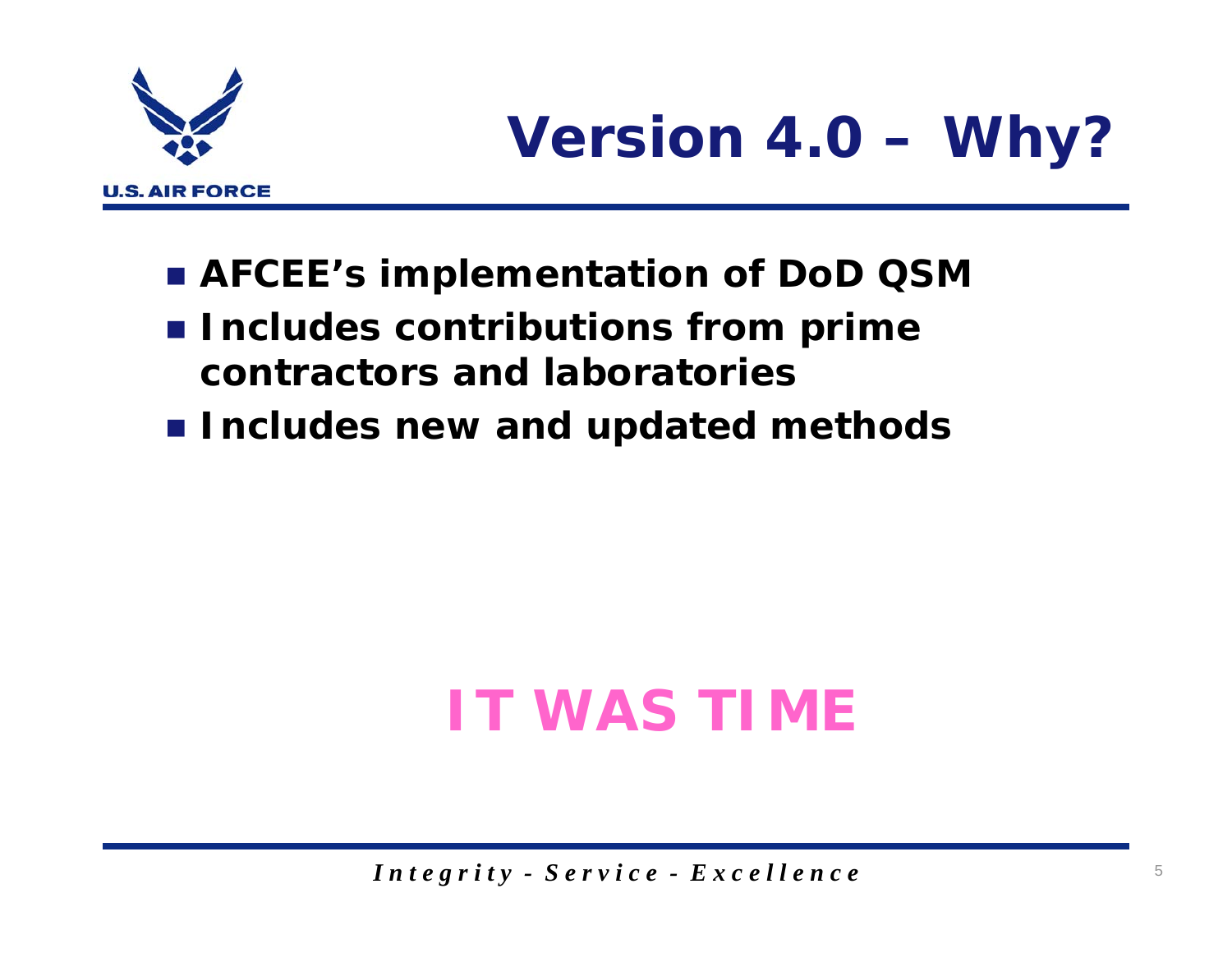# Version 4.0 – Why?

- AFCEE's implementation of DoD QSM
- Includes contributions from prime contractors and laboratories
- Includes new and updated methods

**IT WAS TIME**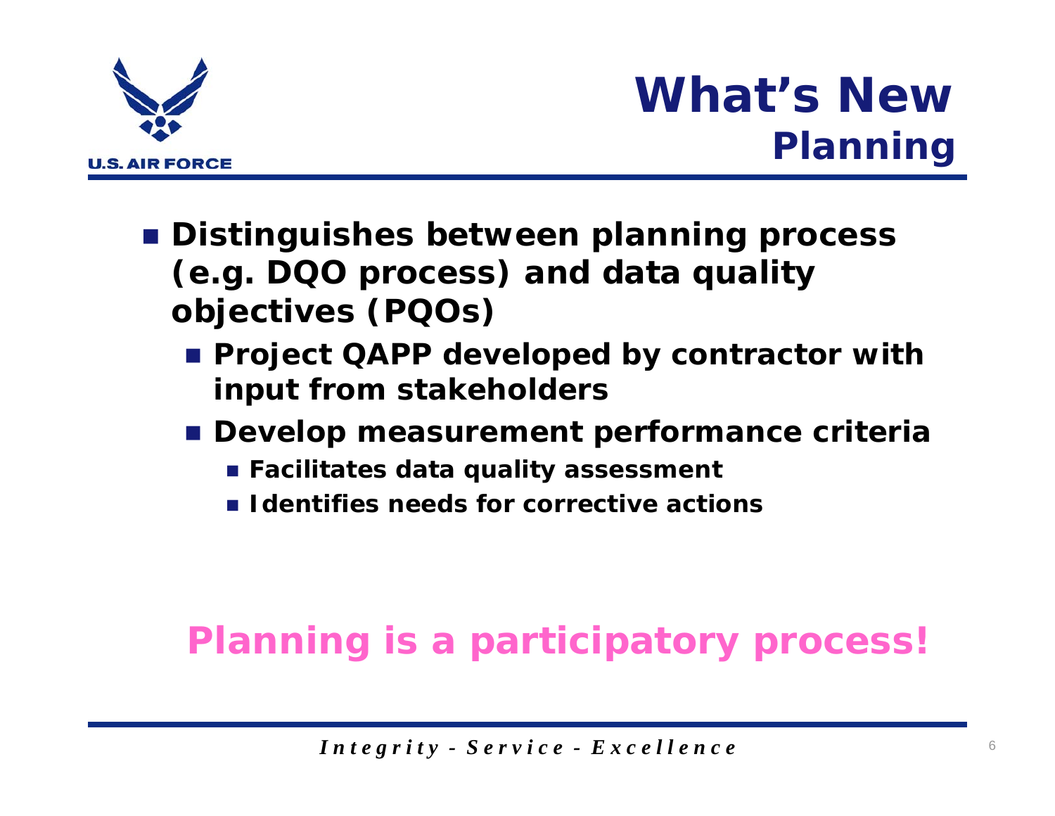# What's New
## Planning

- Distinguishes between planning process (e.g. DQO process) and data quality objectives (PQOs)
  - Project QAPP developed by contractor with input from stakeholders
  - Develop measurement performance criteria
    - Facilitates data quality assessment
    - Identifies needs for corrective actions

**Planning is a participatory process!**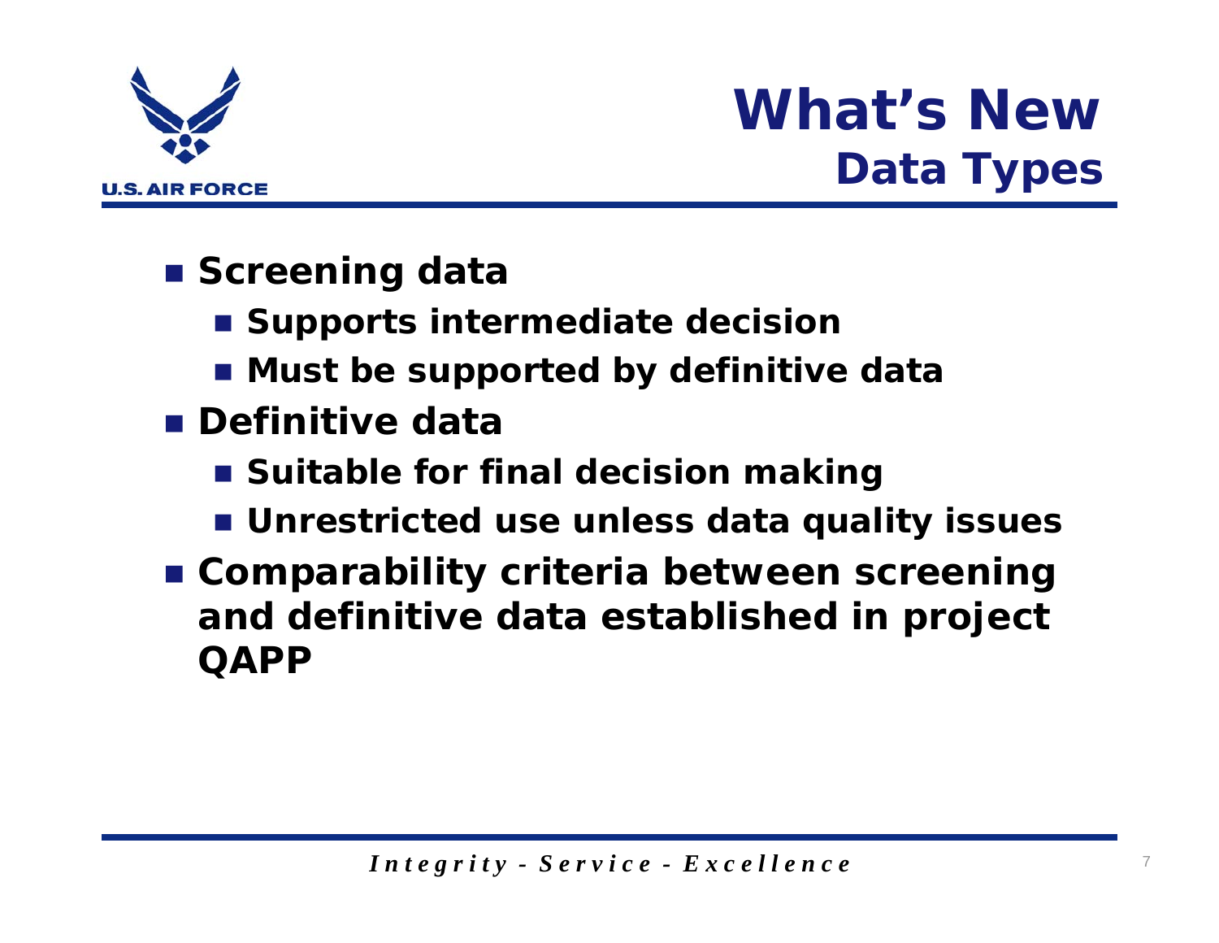# What's New

## Data Types

- Screening data
  - Supports intermediate decision
  - Must be supported by definitive data
- Definitive data
  - Suitable for final decision making
  - Unrestricted use unless data quality issues
- Comparability criteria between screening and definitive data established in project QAPP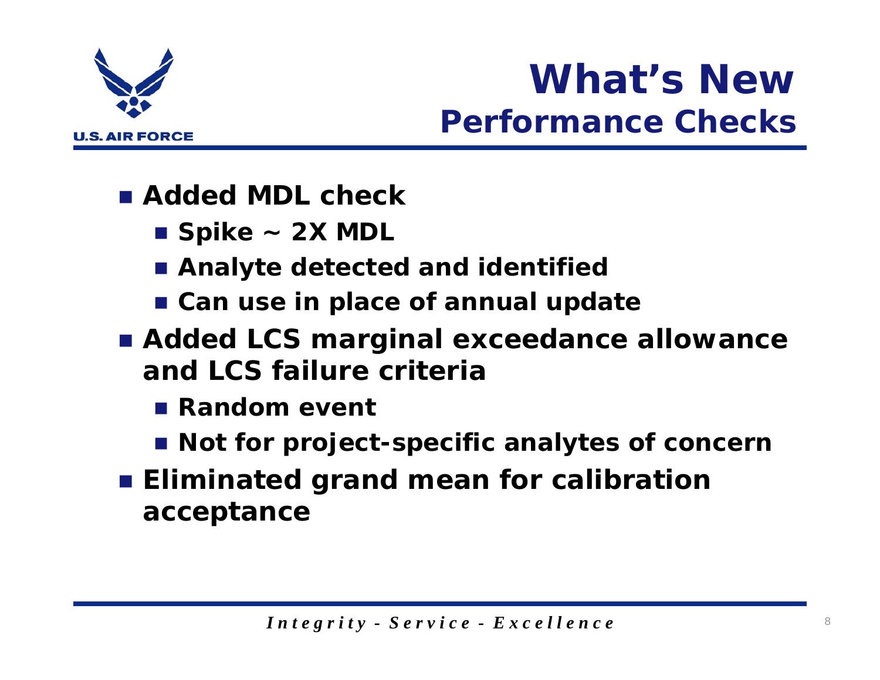# What's New
## Performance Checks

- **Added MDL check**
  - **Spike ~ 2X MDL**
  - **Analyte detected and identified**
  - **Can use in place of annual update**
- **Added LCS marginal exceedance allowance and LCS failure criteria**
  - **Random event**
  - **Not for project-specific analytes of concern**
- **Eliminated grand mean for calibration acceptance**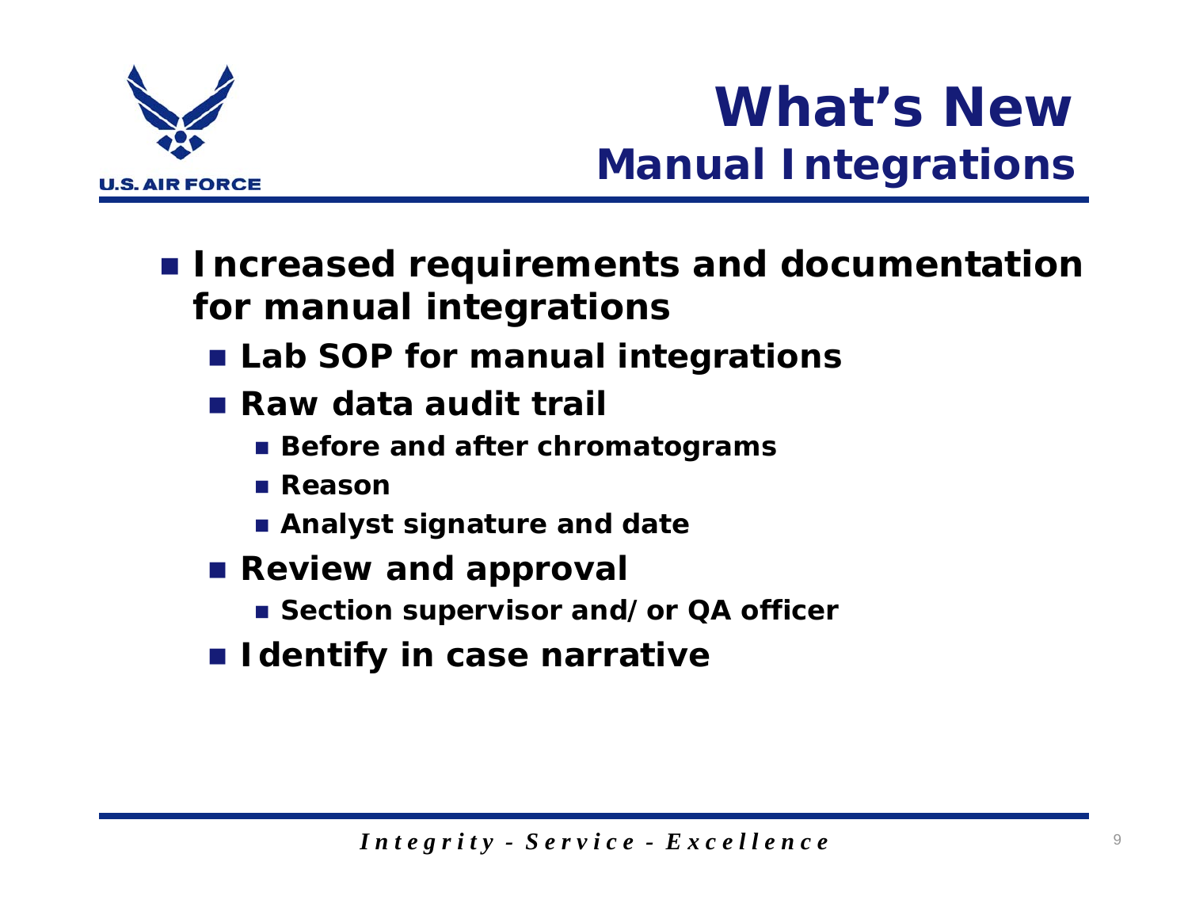# What's New

## Manual Integrations

- Increased requirements and documentation for manual integrations
  - Lab SOP for manual integrations
  - Raw data audit trail
    - Before and after chromatograms
    - Reason
    - Analyst signature and date
  - Review and approval
    - Section supervisor and/or QA officer
  - Identify in case narrative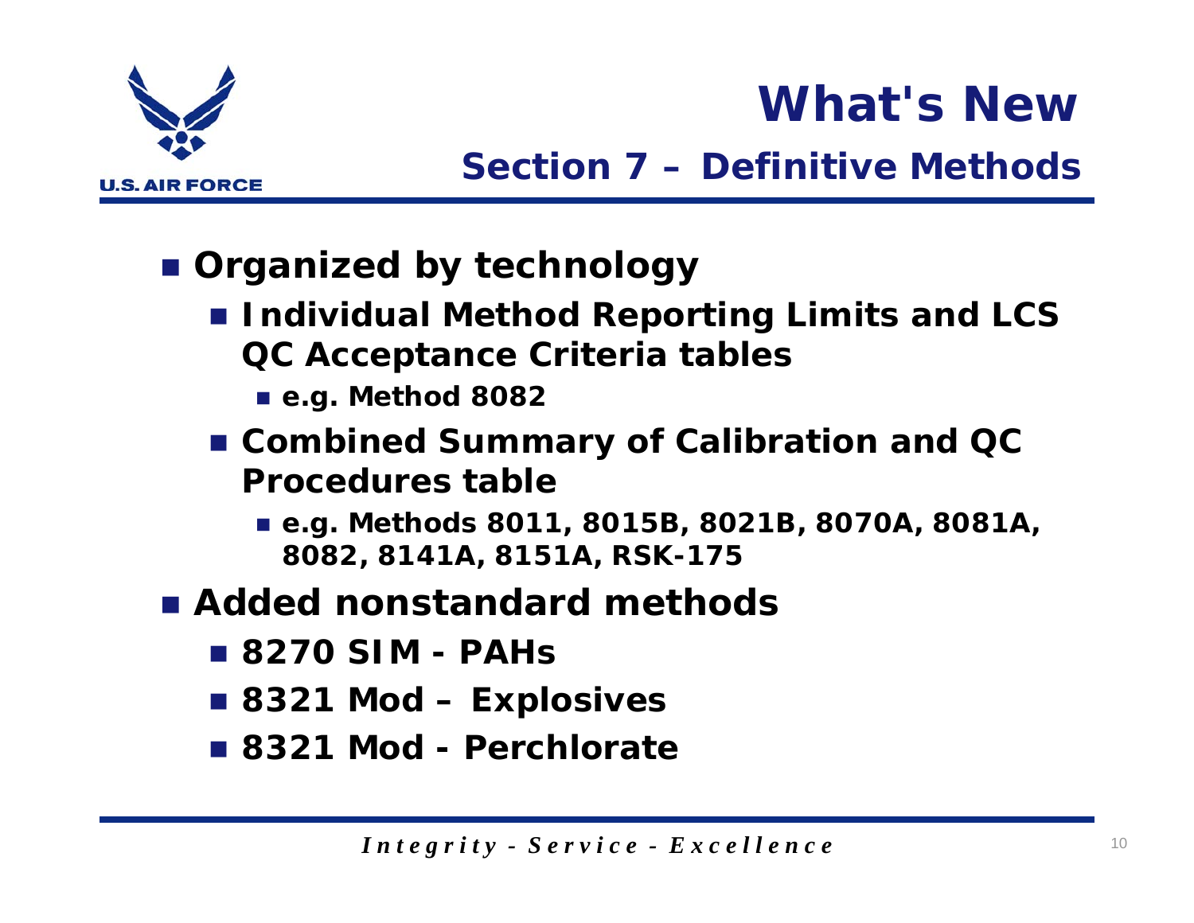# What's New

## Section 7 – Definitive Methods

- Organized by technology
  - Individual Method Reporting Limits and LCS QC Acceptance Criteria tables
    - e.g. Method 8082
  - Combined Summary of Calibration and QC Procedures table
    - e.g. Methods 8011, 8015B, 8021B, 8070A, 8081A, 8082, 8141A, 8151A, RSK-175
- Added nonstandard methods
  - 8270 SIM - PAHs
  - 8321 Mod – Explosives
  - 8321 Mod - Perchlorate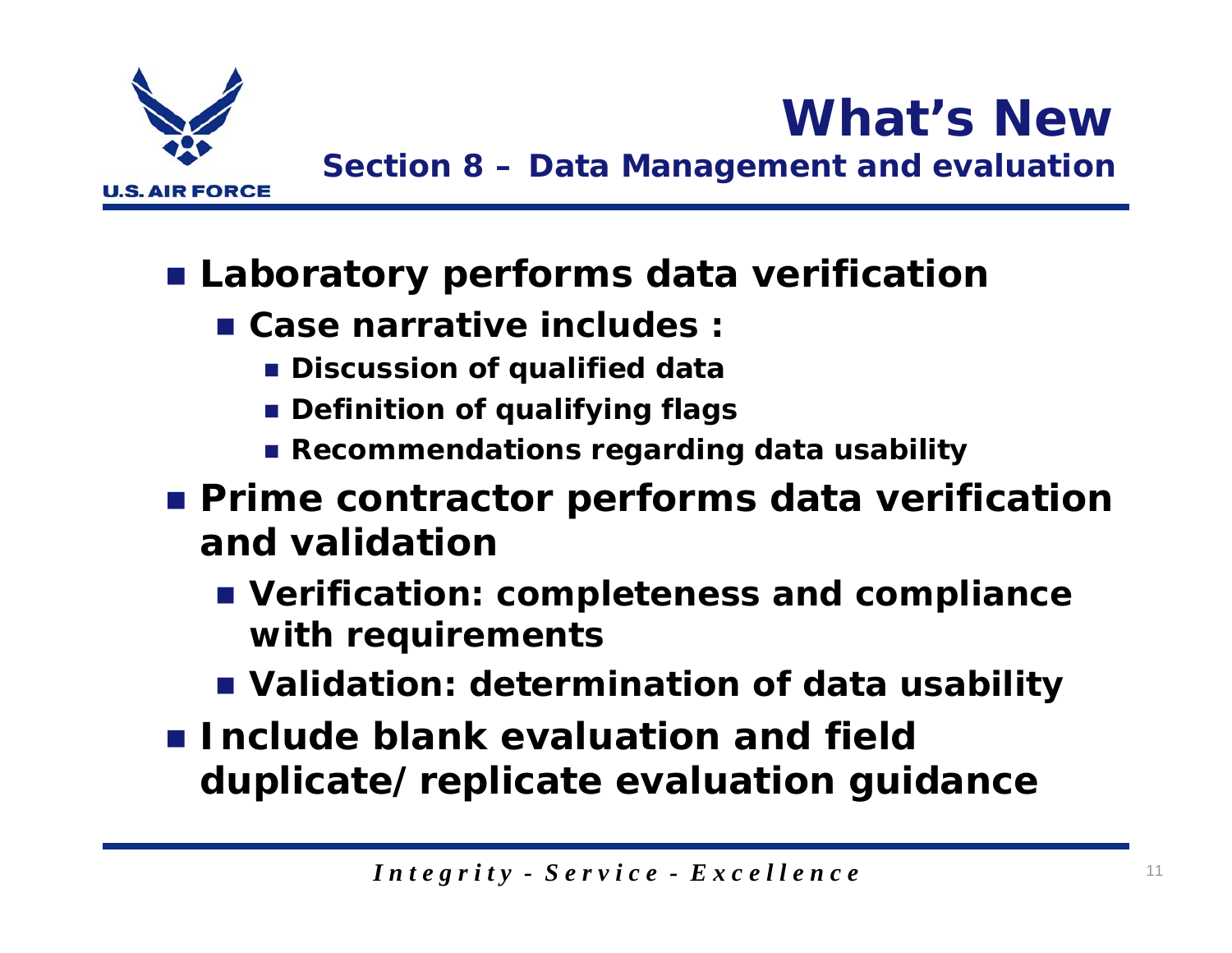# What's New

## Section 8 – Data Management and evaluation

- **Laboratory performs data verification**
  - **Case narrative includes :**
    - **Discussion of qualified data**
    - **Definition of qualifying flags**
    - **Recommendations regarding data usability**
- **Prime contractor performs data verification and validation**
  - **Verification: completeness and compliance with requirements**
  - **Validation: determination of data usability**
- **Include blank evaluation and field duplicate/replicate evaluation guidance**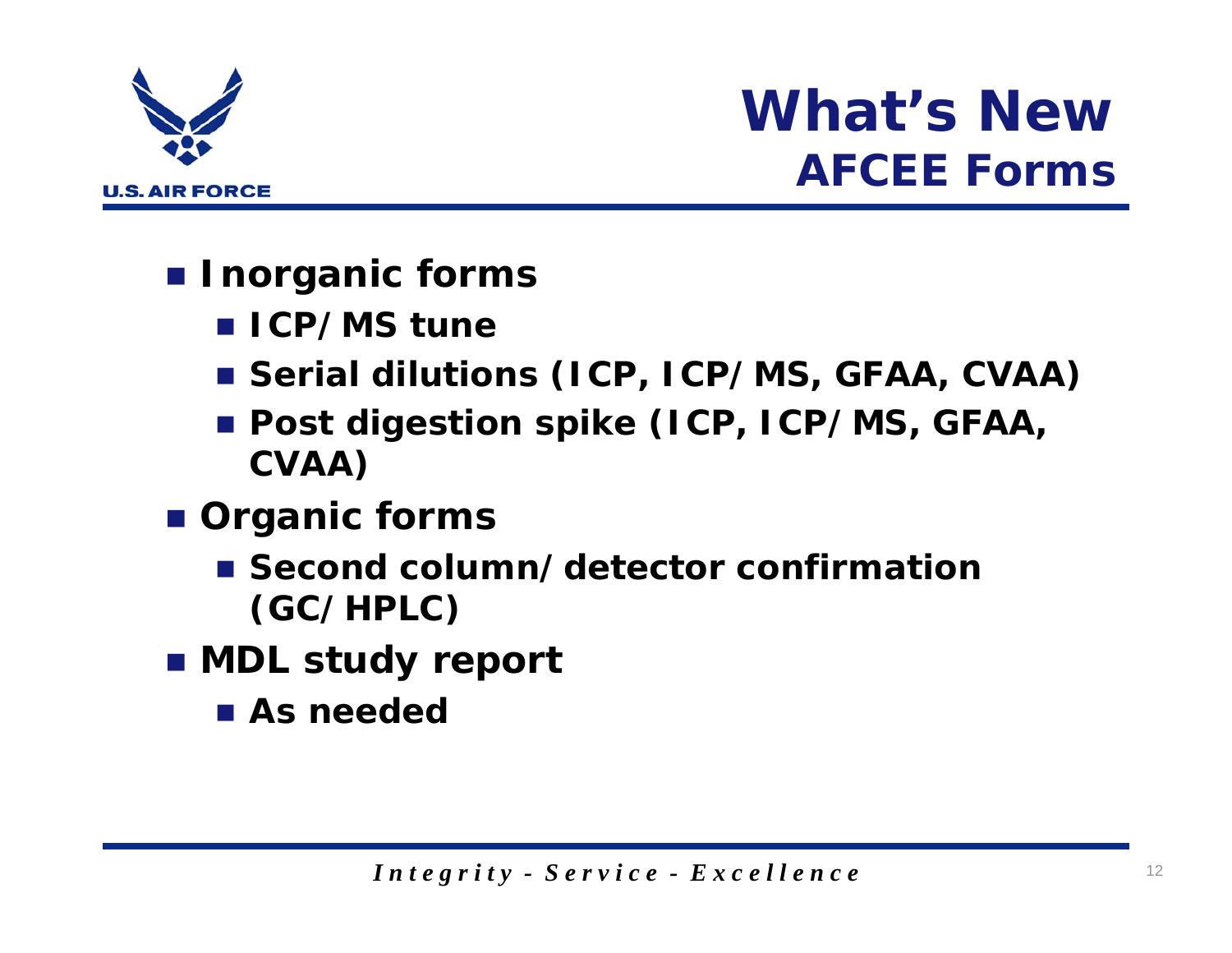# What's New
## AFCEE Forms

- **Inorganic forms**
  - **ICP/MS tune**
  - **Serial dilutions (ICP, ICP/MS, GFAA, CVAA)**
  - **Post digestion spike (ICP, ICP/MS, GFAA, CVAA)**
- **Organic forms**
  - **Second column/detector confirmation (GC/HPLC)**
- **MDL study report**
  - **As needed**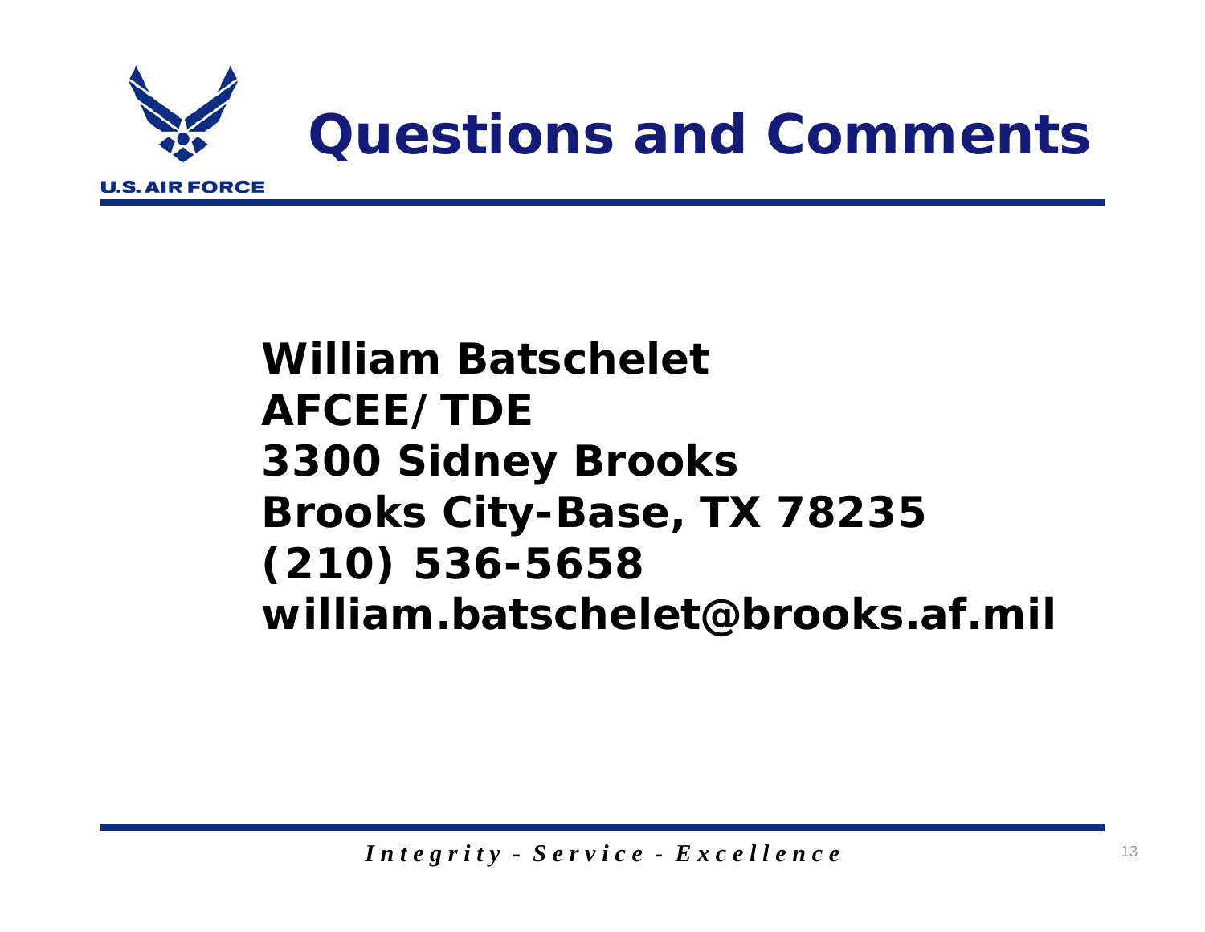# Questions and Comments

**William Batschelet**
**AFCEE/TDE**
**3300 Sidney Brooks**
**Brooks City-Base, TX 78235**
**(210) 536-5658**
**william.batschelet@brooks.af.mil**